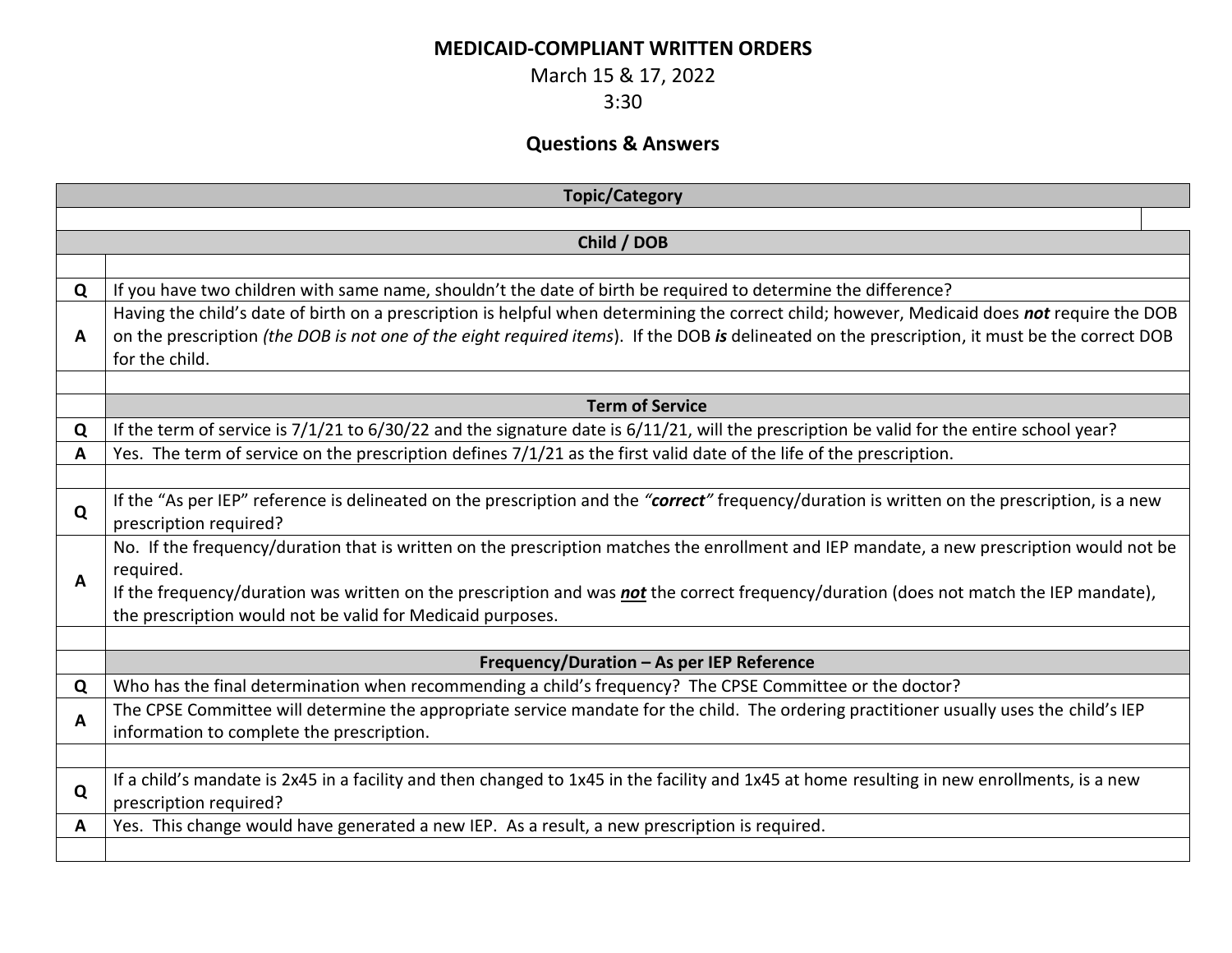**MEDICAID-COMPLIANT WRITTEN ORDERS**

March 15 & 17, 2022

3:30

## Questions & Answers

| | Topic/Category |
|---|---|
| | |
| | **Child / DOB** |
| | |
| **Q** | If you have two children with same name, shouldn't the date of birth be required to determine the difference? |
| **A** | Having the child's date of birth on a prescription is helpful when determining the correct child; however, Medicaid does ***not*** require the DOB on the prescription *(the DOB is not one of the eight required items)*. If the DOB ***is*** delineated on the prescription, it must be the correct DOB for the child. |
| | |
| | **Term of Service** |
| **Q** | If the term of service is 7/1/21 to 6/30/22 and the signature date is 6/11/21, will the prescription be valid for the entire school year? |
| **A** | Yes. The term of service on the prescription defines 7/1/21 as the first valid date of the life of the prescription. |
| | |
| **Q** | If the "As per IEP" reference is delineated on the prescription and the *"**correct**"* frequency/duration is written on the prescription, is a new prescription required? |
| **A** | No. If the frequency/duration that is written on the prescription matches the enrollment and IEP mandate, a new prescription would not be required.<br>If the frequency/duration was written on the prescription and was ***<u>not</u>*** the correct frequency/duration (does not match the IEP mandate), the prescription would not be valid for Medicaid purposes. |
| | |
| | **Frequency/Duration – As per IEP Reference** |
| **Q** | Who has the final determination when recommending a child's frequency? The CPSE Committee or the doctor? |
| **A** | The CPSE Committee will determine the appropriate service mandate for the child. The ordering practitioner usually uses the child's IEP information to complete the prescription. |
| | |
| **Q** | If a child's mandate is 2x45 in a facility and then changed to 1x45 in the facility and 1x45 at home resulting in new enrollments, is a new prescription required? |
| **A** | Yes. This change would have generated a new IEP. As a result, a new prescription is required. |
| | |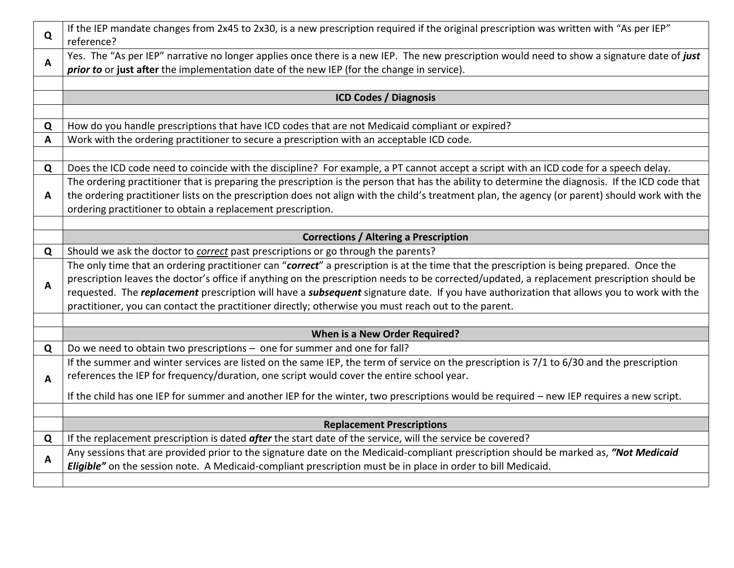| | |
|---|---|
| **Q** | If the IEP mandate changes from 2x45 to 2x30, is a new prescription required if the original prescription was written with "As per IEP" reference? |
| **A** | Yes. The "As per IEP" narrative no longer applies once there is a new IEP. The new prescription would need to show a signature date of ***just prior to*** or **just after** the implementation date of the new IEP (for the change in service). |
| | |
| | **ICD Codes / Diagnosis** |
| | |
| **Q** | How do you handle prescriptions that have ICD codes that are not Medicaid compliant or expired? |
| **A** | Work with the ordering practitioner to secure a prescription with an acceptable ICD code. |
| | |
| **Q** | Does the ICD code need to coincide with the discipline? For example, a PT cannot accept a script with an ICD code for a speech delay. |
| **A** | The ordering practitioner that is preparing the prescription is the person that has the ability to determine the diagnosis. If the ICD code that the ordering practitioner lists on the prescription does not align with the child's treatment plan, the agency (or parent) should work with the ordering practitioner to obtain a replacement prescription. |
| | |
| | **Corrections / Altering a Prescription** |
| **Q** | Should we ask the doctor to *correct* past prescriptions or go through the parents? |
| **A** | The only time that an ordering practitioner can "***correct***" a prescription is at the time that the prescription is being prepared. Once the prescription leaves the doctor's office if anything on the prescription needs to be corrected/updated, a replacement prescription should be requested. The ***replacement*** prescription will have a ***subsequent*** signature date. If you have authorization that allows you to work with the practitioner, you can contact the practitioner directly; otherwise you must reach out to the parent. |
| | |
| | **When is a New Order Required?** |
| **Q** | Do we need to obtain two prescriptions – one for summer and one for fall? |
| **A** | If the summer and winter services are listed on the same IEP, the term of service on the prescription is 7/1 to 6/30 and the prescription references the IEP for frequency/duration, one script would cover the entire school year.<br><br>If the child has one IEP for summer and another IEP for the winter, two prescriptions would be required – new IEP requires a new script. |
| | |
| | **Replacement Prescriptions** |
| **Q** | If the replacement prescription is dated ***after*** the start date of the service, will the service be covered? |
| **A** | Any sessions that are provided prior to the signature date on the Medicaid-compliant prescription should be marked as, ***"Not Medicaid Eligible"*** on the session note. A Medicaid-compliant prescription must be in place in order to bill Medicaid. |
| | |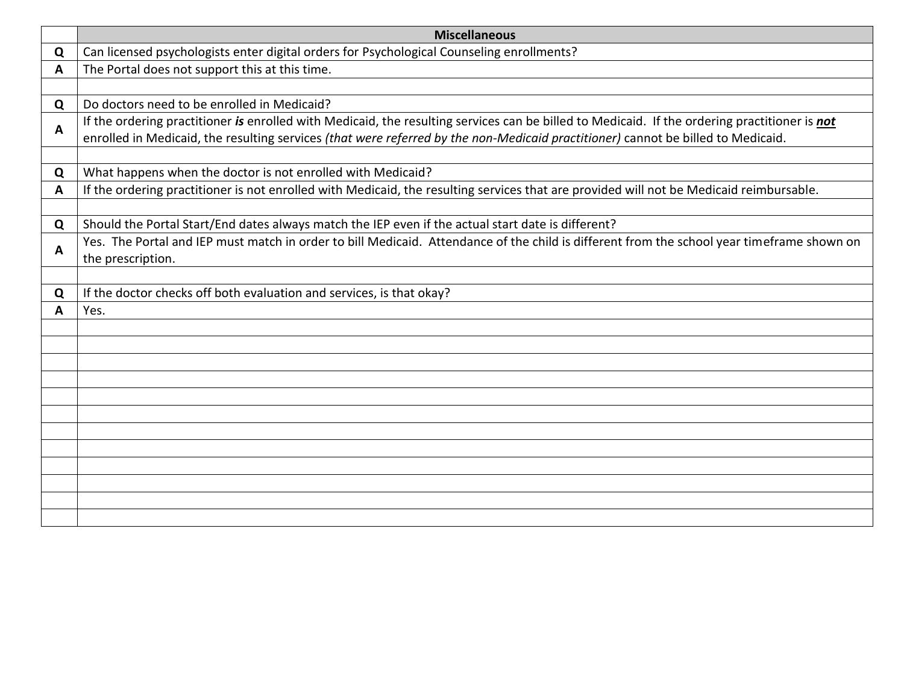| | Miscellaneous |
|---|---|
| **Q** | Can licensed psychologists enter digital orders for Psychological Counseling enrollments? |
| **A** | The Portal does not support this at this time. |
| | |
| **Q** | Do doctors need to be enrolled in Medicaid? |
| **A** | If the ordering practitioner ***is*** enrolled with Medicaid, the resulting services can be billed to Medicaid. If the ordering practitioner is ***not*** enrolled in Medicaid, the resulting services *(that were referred by the non-Medicaid practitioner)* cannot be billed to Medicaid. |
| | |
| **Q** | What happens when the doctor is not enrolled with Medicaid? |
| **A** | If the ordering practitioner is not enrolled with Medicaid, the resulting services that are provided will not be Medicaid reimbursable. |
| | |
| **Q** | Should the Portal Start/End dates always match the IEP even if the actual start date is different? |
| **A** | Yes. The Portal and IEP must match in order to bill Medicaid. Attendance of the child is different from the school year timeframe shown on the prescription. |
| | |
| **Q** | If the doctor checks off both evaluation and services, is that okay? |
| **A** | Yes. |
| | |
| | |
| | |
| | |
| | |
| | |
| | |
| | |
| | |
| | |
| | |
| | |